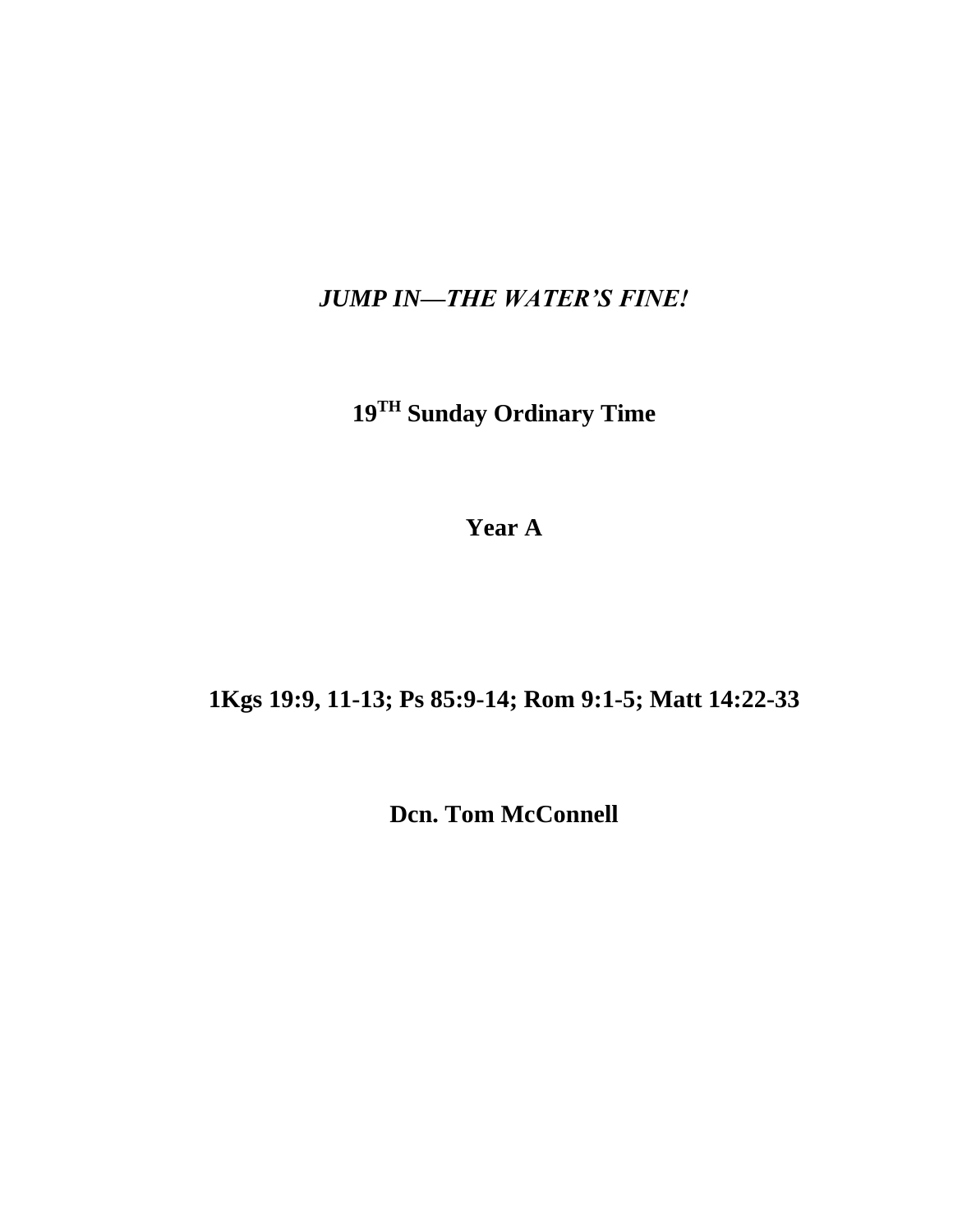# *JUMP IN—THE WATER'S FINE!*

**19$^{TH}$ Sunday Ordinary Time**

**Year A**

**1Kgs 19:9, 11-13; Ps 85:9-14; Rom 9:1-5; Matt 14:22-33**

**Dcn. Tom McConnell**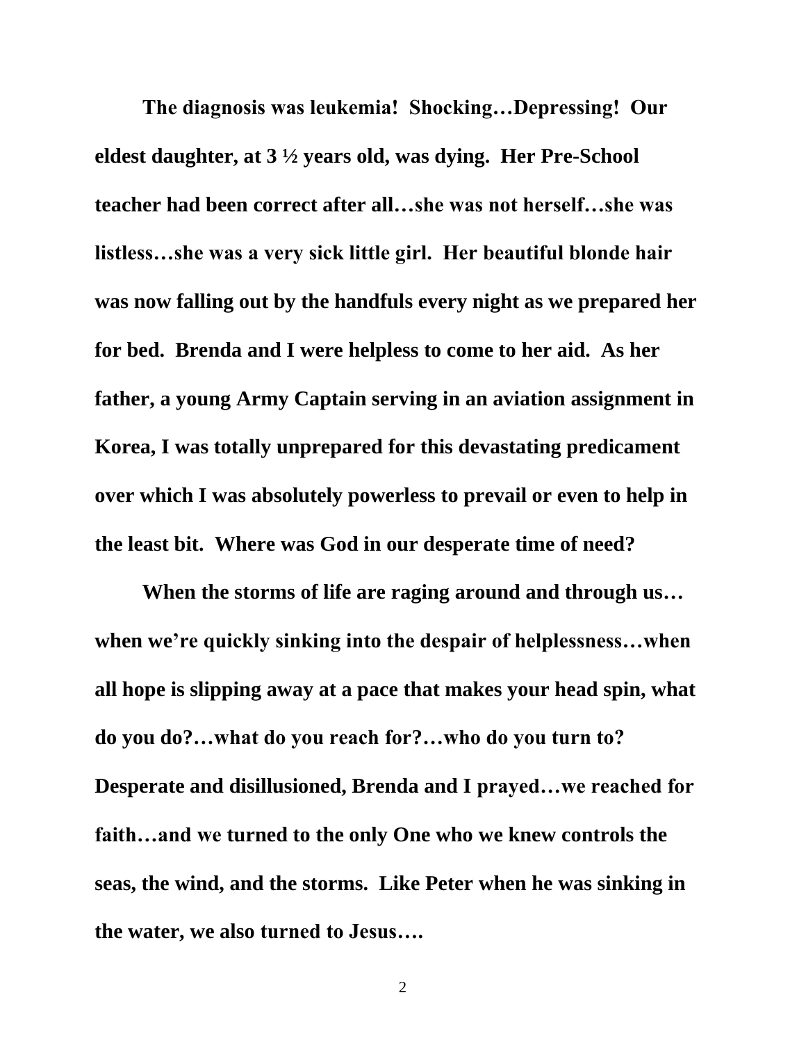**The diagnosis was leukemia! Shocking…Depressing! Our eldest daughter, at 3 ½ years old, was dying. Her Pre-School teacher had been correct after all…she was not herself…she was listless…she was a very sick little girl. Her beautiful blonde hair was now falling out by the handfuls every night as we prepared her for bed. Brenda and I were helpless to come to her aid. As her father, a young Army Captain serving in an aviation assignment in Korea, I was totally unprepared for this devastating predicament over which I was absolutely powerless to prevail or even to help in the least bit. Where was God in our desperate time of need?**

**When the storms of life are raging around and through us…when we're quickly sinking into the despair of helplessness…when all hope is slipping away at a pace that makes your head spin, what do you do?…what do you reach for?…who do you turn to? Desperate and disillusioned, Brenda and I prayed…we reached for faith…and we turned to the only One who we knew controls the seas, the wind, and the storms. Like Peter when he was sinking in the water, we also turned to Jesus….**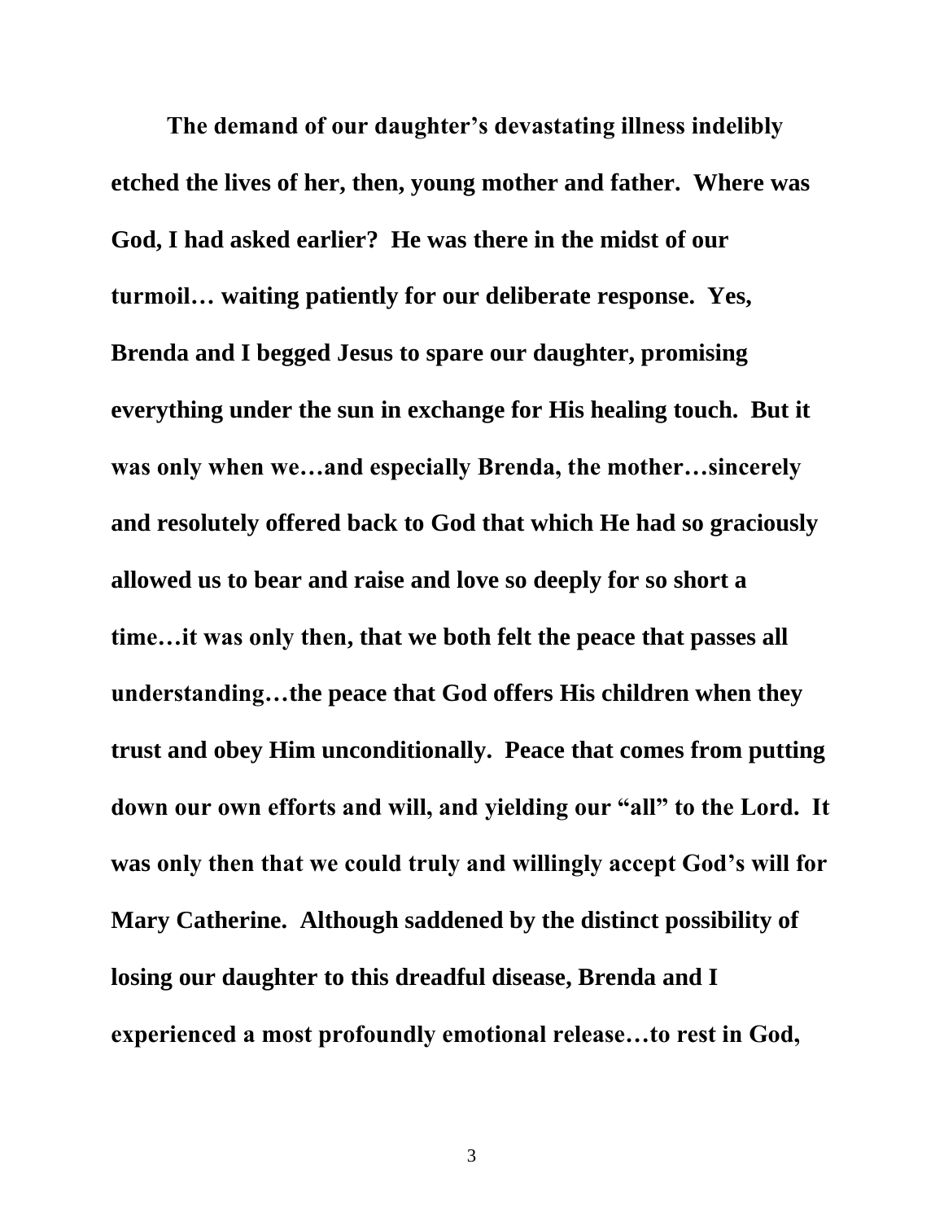**The demand of our daughter's devastating illness indelibly etched the lives of her, then, young mother and father. Where was God, I had asked earlier? He was there in the midst of our turmoil… waiting patiently for our deliberate response. Yes, Brenda and I begged Jesus to spare our daughter, promising everything under the sun in exchange for His healing touch. But it was only when we…and especially Brenda, the mother…sincerely and resolutely offered back to God that which He had so graciously allowed us to bear and raise and love so deeply for so short a time…it was only then, that we both felt the peace that passes all understanding…the peace that God offers His children when they trust and obey Him unconditionally. Peace that comes from putting down our own efforts and will, and yielding our "all" to the Lord. It was only then that we could truly and willingly accept God's will for Mary Catherine. Although saddened by the distinct possibility of losing our daughter to this dreadful disease, Brenda and I experienced a most profoundly emotional release…to rest in God,**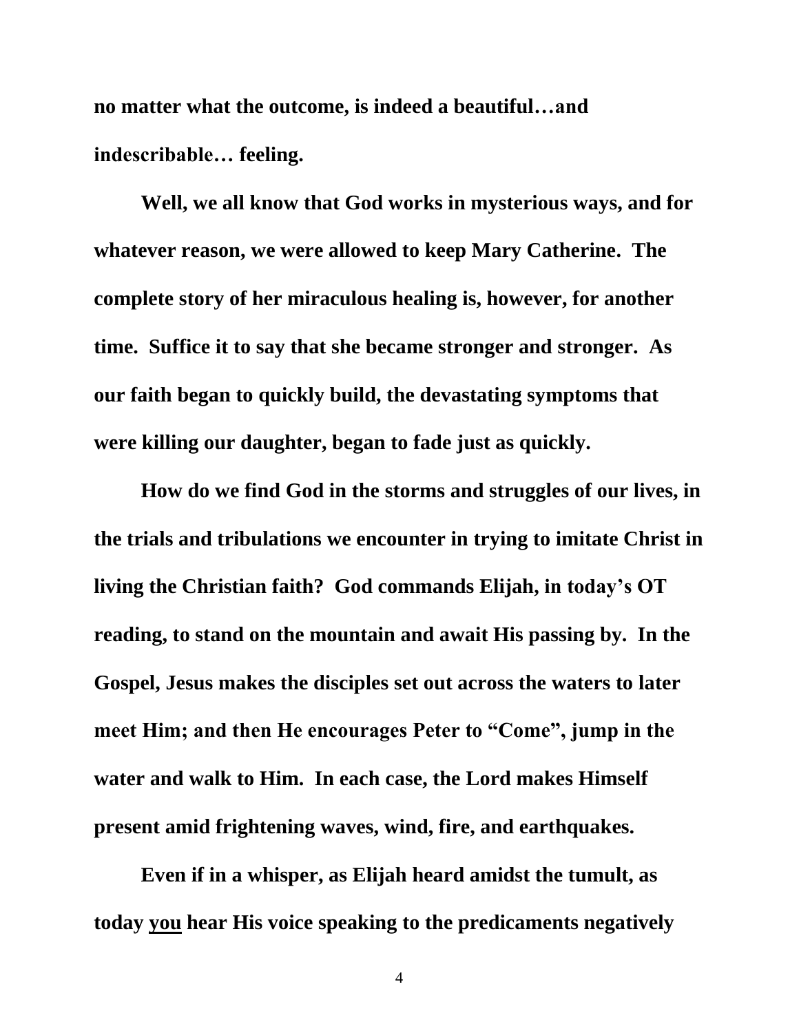**no matter what the outcome, is indeed a beautiful…and indescribable… feeling.**

**Well, we all know that God works in mysterious ways, and for whatever reason, we were allowed to keep Mary Catherine. The complete story of her miraculous healing is, however, for another time. Suffice it to say that she became stronger and stronger. As our faith began to quickly build, the devastating symptoms that were killing our daughter, began to fade just as quickly.**

**How do we find God in the storms and struggles of our lives, in the trials and tribulations we encounter in trying to imitate Christ in living the Christian faith? God commands Elijah, in today's OT reading, to stand on the mountain and await His passing by. In the Gospel, Jesus makes the disciples set out across the waters to later meet Him; and then He encourages Peter to "Come", jump in the water and walk to Him. In each case, the Lord makes Himself present amid frightening waves, wind, fire, and earthquakes.**

**Even if in a whisper, as Elijah heard amidst the tumult, as today <u>you</u> hear His voice speaking to the predicaments negatively**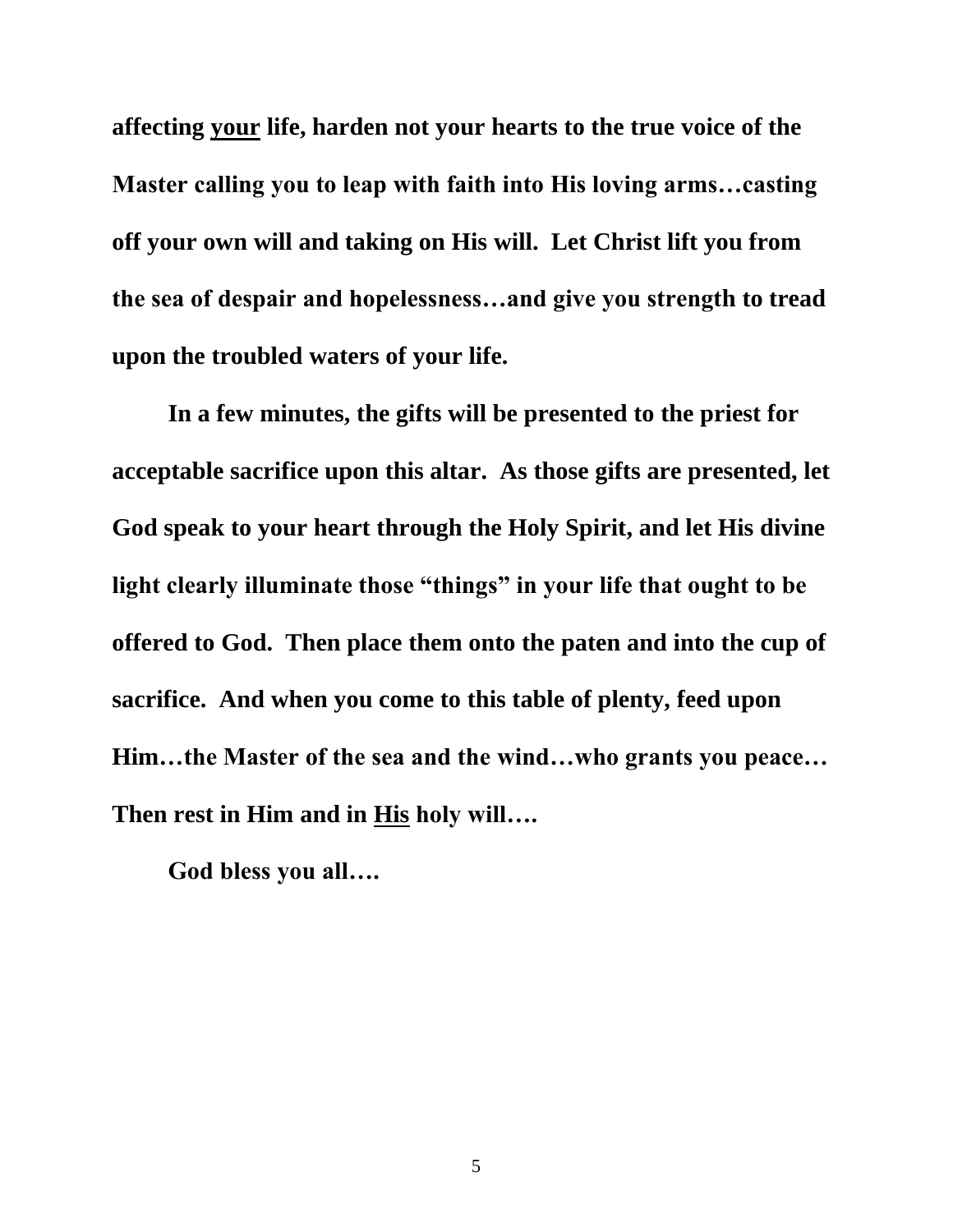**affecting <u>your</u> life, harden not your hearts to the true voice of the Master calling you to leap with faith into His loving arms…casting off your own will and taking on His will. Let Christ lift you from the sea of despair and hopelessness…and give you strength to tread upon the troubled waters of your life.**

**In a few minutes, the gifts will be presented to the priest for acceptable sacrifice upon this altar. As those gifts are presented, let God speak to your heart through the Holy Spirit, and let His divine light clearly illuminate those "things" in your life that ought to be offered to God. Then place them onto the paten and into the cup of sacrifice. And when you come to this table of plenty, feed upon Him…the Master of the sea and the wind…who grants you peace… Then rest in Him and in <u>His</u> holy will….**

**God bless you all….**